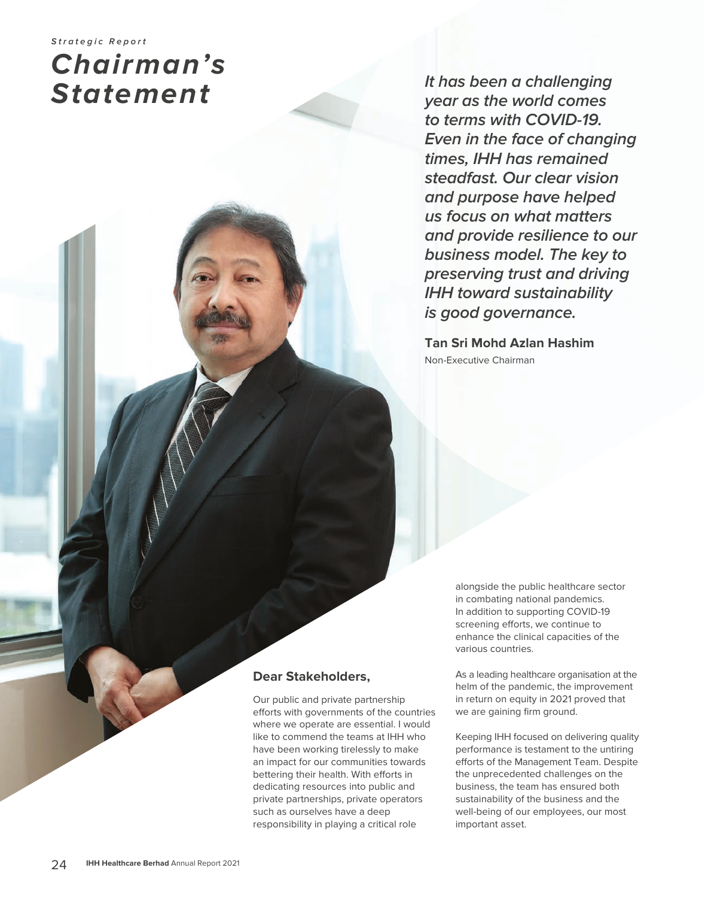*Strategic Report*

# *Chairman's Statement*

***It has been a challenging year as the world comes to terms with COVID-19. Even in the face of changing times, IHH has remained steadfast. Our clear vision and purpose have helped us focus on what matters and provide resilience to our business model. The key to preserving trust and driving IHH toward sustainability is good governance.***

**Tan Sri Mohd Azlan Hashim**
Non-Executive Chairman

**Dear Stakeholders,**

Our public and private partnership efforts with governments of the countries where we operate are essential. I would like to commend the teams at IHH who have been working tirelessly to make an impact for our communities towards bettering their health. With efforts in dedicating resources into public and private partnerships, private operators such as ourselves have a deep responsibility in playing a critical role alongside the public healthcare sector in combating national pandemics. In addition to supporting COVID-19 screening efforts, we continue to enhance the clinical capacities of the various countries.

As a leading healthcare organisation at the helm of the pandemic, the improvement in return on equity in 2021 proved that we are gaining firm ground.

Keeping IHH focused on delivering quality performance is testament to the untiring efforts of the Management Team. Despite the unprecedented challenges on the business, the team has ensured both sustainability of the business and the well-being of our employees, our most important asset.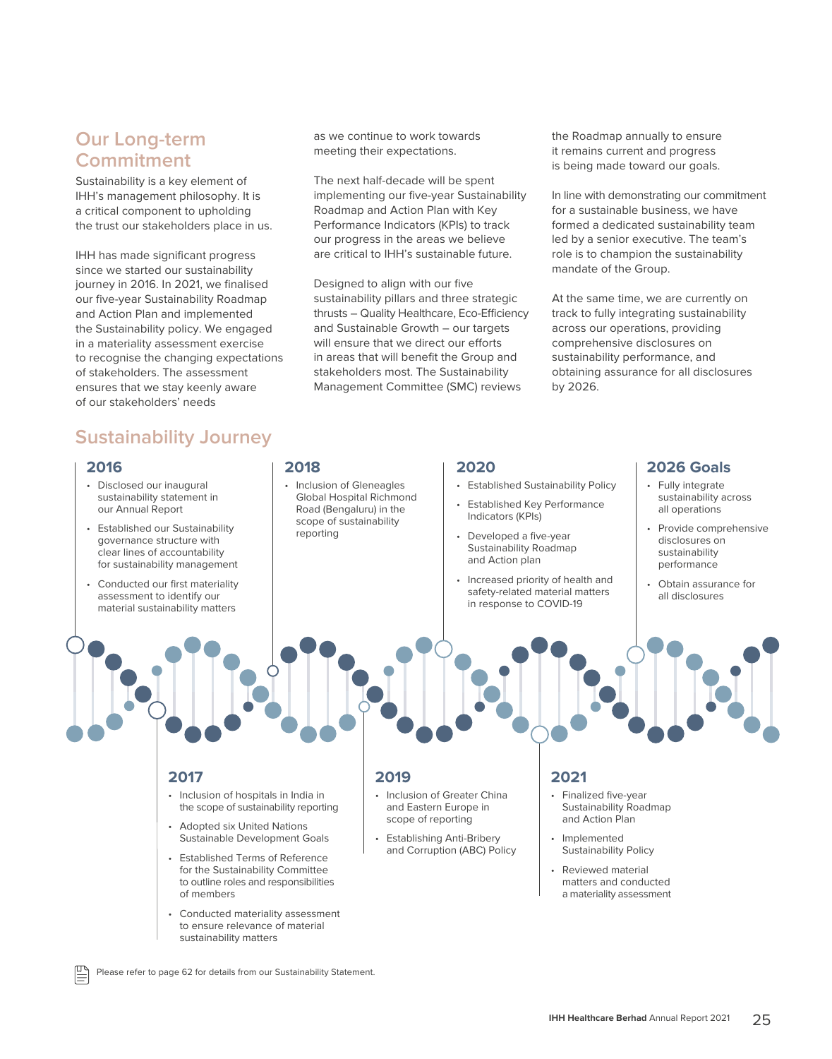## Our Long-term Commitment

Sustainability is a key element of IHH's management philosophy. It is a critical component to upholding the trust our stakeholders place in us.

IHH has made significant progress since we started our sustainability journey in 2016. In 2021, we finalised our five-year Sustainability Roadmap and Action Plan and implemented the Sustainability policy. We engaged in a materiality assessment exercise to recognise the changing expectations of stakeholders. The assessment ensures that we stay keenly aware of our stakeholders' needs as we continue to work towards meeting their expectations.

The next half-decade will be spent implementing our five-year Sustainability Roadmap and Action Plan with Key Performance Indicators (KPIs) to track our progress in the areas we believe are critical to IHH's sustainable future.

Designed to align with our five sustainability pillars and three strategic thrusts – Quality Healthcare, Eco-Efficiency and Sustainable Growth – our targets will ensure that we direct our efforts in areas that will benefit the Group and stakeholders most. The Sustainability Management Committee (SMC) reviews the Roadmap annually to ensure it remains current and progress is being made toward our goals.

In line with demonstrating our commitment for a sustainable business, we have formed a dedicated sustainability team led by a senior executive. The team's role is to champion the sustainability mandate of the Group.

At the same time, we are currently on track to fully integrating sustainability across our operations, providing comprehensive disclosures on sustainability performance, and obtaining assurance for all disclosures by 2026.

## Sustainability Journey

### 2016

- Disclosed our inaugural sustainability statement in our Annual Report
- Established our Sustainability governance structure with clear lines of accountability for sustainability management
- Conducted our first materiality assessment to identify our material sustainability matters

### 2017

- Inclusion of hospitals in India in the scope of sustainability reporting
- Adopted six United Nations Sustainable Development Goals
- Established Terms of Reference for the Sustainability Committee to outline roles and responsibilities of members
- Conducted materiality assessment to ensure relevance of material sustainability matters

### 2018

- Inclusion of Gleneagles Global Hospital Richmond Road (Bengaluru) in the scope of sustainability reporting

### 2019

- Inclusion of Greater China and Eastern Europe in scope of reporting
- Establishing Anti-Bribery and Corruption (ABC) Policy

### 2020

- Established Sustainability Policy
- Established Key Performance Indicators (KPIs)
- Developed a five-year Sustainability Roadmap and Action plan
- Increased priority of health and safety-related material matters in response to COVID-19

### 2021

- Finalized five-year Sustainability Roadmap and Action Plan
- Implemented Sustainability Policy
- Reviewed material matters and conducted a materiality assessment

### 2026 Goals

- Fully integrate sustainability across all operations
- Provide comprehensive disclosures on sustainability performance
- Obtain assurance for all disclosures

Please refer to page 62 for details from our Sustainability Statement.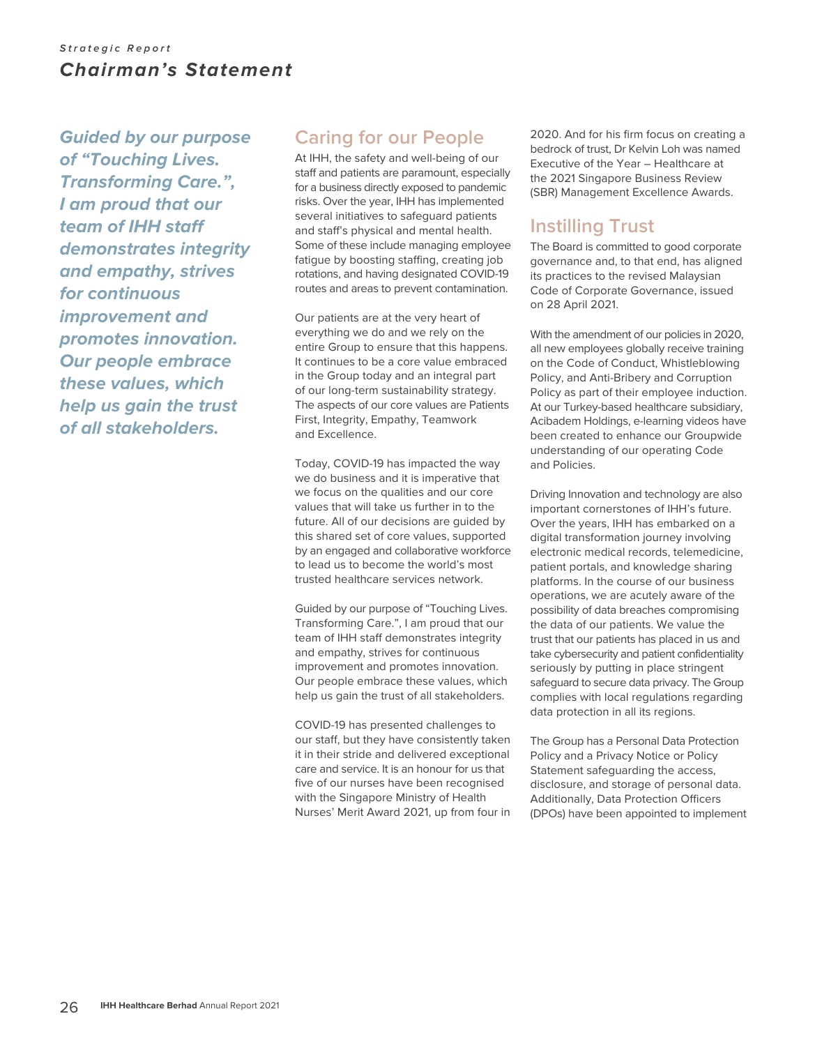*Strategic Report*

# *Chairman's Statement*

***Guided by our purpose of "Touching Lives. Transforming Care.", I am proud that our team of IHH staff demonstrates integrity and empathy, strives for continuous improvement and promotes innovation. Our people embrace these values, which help us gain the trust of all stakeholders.***

## Caring for our People

At IHH, the safety and well-being of our staff and patients are paramount, especially for a business directly exposed to pandemic risks. Over the year, IHH has implemented several initiatives to safeguard patients and staff's physical and mental health. Some of these include managing employee fatigue by boosting staffing, creating job rotations, and having designated COVID-19 routes and areas to prevent contamination.

Our patients are at the very heart of everything we do and we rely on the entire Group to ensure that this happens. It continues to be a core value embraced in the Group today and an integral part of our long-term sustainability strategy. The aspects of our core values are Patients First, Integrity, Empathy, Teamwork and Excellence.

Today, COVID-19 has impacted the way we do business and it is imperative that we focus on the qualities and our core values that will take us further in to the future. All of our decisions are guided by this shared set of core values, supported by an engaged and collaborative workforce to lead us to become the world's most trusted healthcare services network.

Guided by our purpose of "Touching Lives. Transforming Care.", I am proud that our team of IHH staff demonstrates integrity and empathy, strives for continuous improvement and promotes innovation. Our people embrace these values, which help us gain the trust of all stakeholders.

COVID-19 has presented challenges to our staff, but they have consistently taken it in their stride and delivered exceptional care and service. It is an honour for us that five of our nurses have been recognised with the Singapore Ministry of Health Nurses' Merit Award 2021, up from four in 2020. And for his firm focus on creating a bedrock of trust, Dr Kelvin Loh was named Executive of the Year – Healthcare at the 2021 Singapore Business Review (SBR) Management Excellence Awards.

## Instilling Trust

The Board is committed to good corporate governance and, to that end, has aligned its practices to the revised Malaysian Code of Corporate Governance, issued on 28 April 2021.

With the amendment of our policies in 2020, all new employees globally receive training on the Code of Conduct, Whistleblowing Policy, and Anti-Bribery and Corruption Policy as part of their employee induction. At our Turkey-based healthcare subsidiary, Acibadem Holdings, e-learning videos have been created to enhance our Groupwide understanding of our operating Code and Policies.

Driving Innovation and technology are also important cornerstones of IHH's future. Over the years, IHH has embarked on a digital transformation journey involving electronic medical records, telemedicine, patient portals, and knowledge sharing platforms. In the course of our business operations, we are acutely aware of the possibility of data breaches compromising the data of our patients. We value the trust that our patients has placed in us and take cybersecurity and patient confidentiality seriously by putting in place stringent safeguard to secure data privacy. The Group complies with local regulations regarding data protection in all its regions.

The Group has a Personal Data Protection Policy and a Privacy Notice or Policy Statement safeguarding the access, disclosure, and storage of personal data. Additionally, Data Protection Officers (DPOs) have been appointed to implement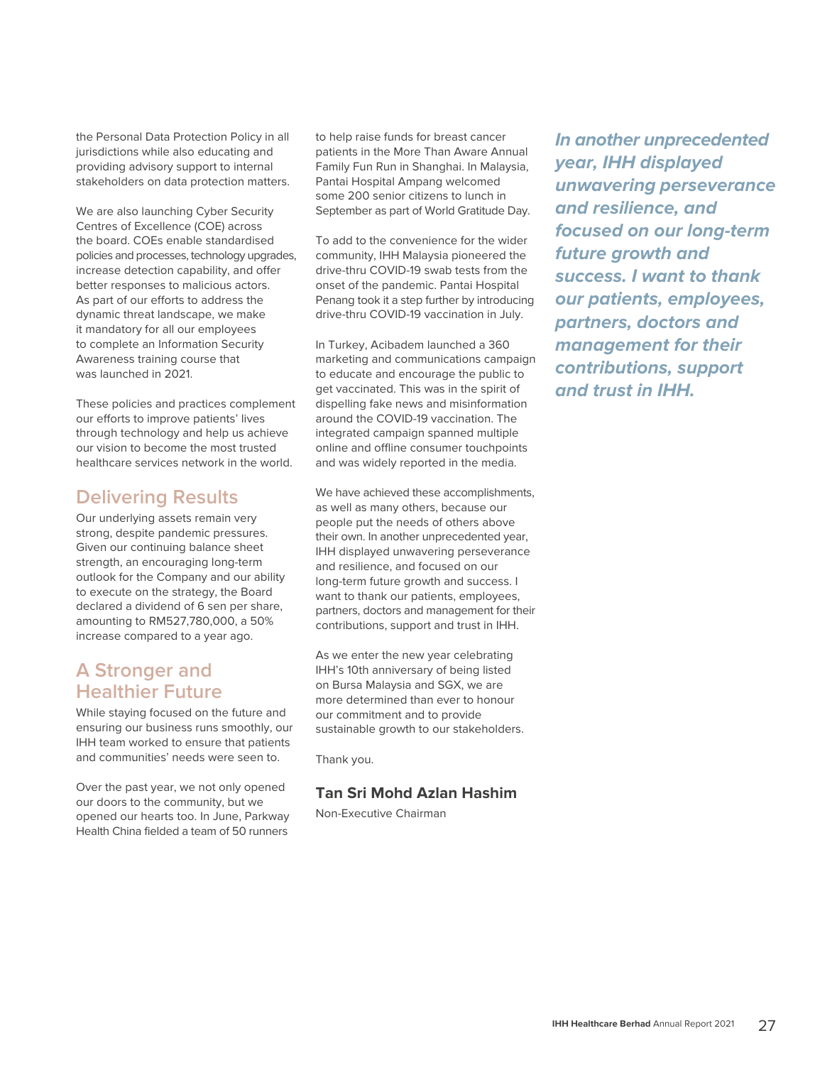the Personal Data Protection Policy in all jurisdictions while also educating and providing advisory support to internal stakeholders on data protection matters.

We are also launching Cyber Security Centres of Excellence (COE) across the board. COEs enable standardised policies and processes, technology upgrades, increase detection capability, and offer better responses to malicious actors. As part of our efforts to address the dynamic threat landscape, we make it mandatory for all our employees to complete an Information Security Awareness training course that was launched in 2021.

These policies and practices complement our efforts to improve patients' lives through technology and help us achieve our vision to become the most trusted healthcare services network in the world.

## Delivering Results

Our underlying assets remain very strong, despite pandemic pressures. Given our continuing balance sheet strength, an encouraging long-term outlook for the Company and our ability to execute on the strategy, the Board declared a dividend of 6 sen per share, amounting to RM527,780,000, a 50% increase compared to a year ago.

## A Stronger and Healthier Future

While staying focused on the future and ensuring our business runs smoothly, our IHH team worked to ensure that patients and communities' needs were seen to.

Over the past year, we not only opened our doors to the community, but we opened our hearts too. In June, Parkway Health China fielded a team of 50 runners to help raise funds for breast cancer patients in the More Than Aware Annual Family Fun Run in Shanghai. In Malaysia, Pantai Hospital Ampang welcomed some 200 senior citizens to lunch in September as part of World Gratitude Day.

To add to the convenience for the wider community, IHH Malaysia pioneered the drive-thru COVID-19 swab tests from the onset of the pandemic. Pantai Hospital Penang took it a step further by introducing drive-thru COVID-19 vaccination in July.

In Turkey, Acibadem launched a 360 marketing and communications campaign to educate and encourage the public to get vaccinated. This was in the spirit of dispelling fake news and misinformation around the COVID-19 vaccination. The integrated campaign spanned multiple online and offline consumer touchpoints and was widely reported in the media.

We have achieved these accomplishments, as well as many others, because our people put the needs of others above their own. In another unprecedented year, IHH displayed unwavering perseverance and resilience, and focused on our long-term future growth and success. I want to thank our patients, employees, partners, doctors and management for their contributions, support and trust in IHH.

As we enter the new year celebrating IHH's 10th anniversary of being listed on Bursa Malaysia and SGX, we are more determined than ever to honour our commitment and to provide sustainable growth to our stakeholders.

Thank you.

**Tan Sri Mohd Azlan Hashim**
Non-Executive Chairman

***In another unprecedented year, IHH displayed unwavering perseverance and resilience, and focused on our long-term future growth and success. I want to thank our patients, employees, partners, doctors and management for their contributions, support and trust in IHH.***